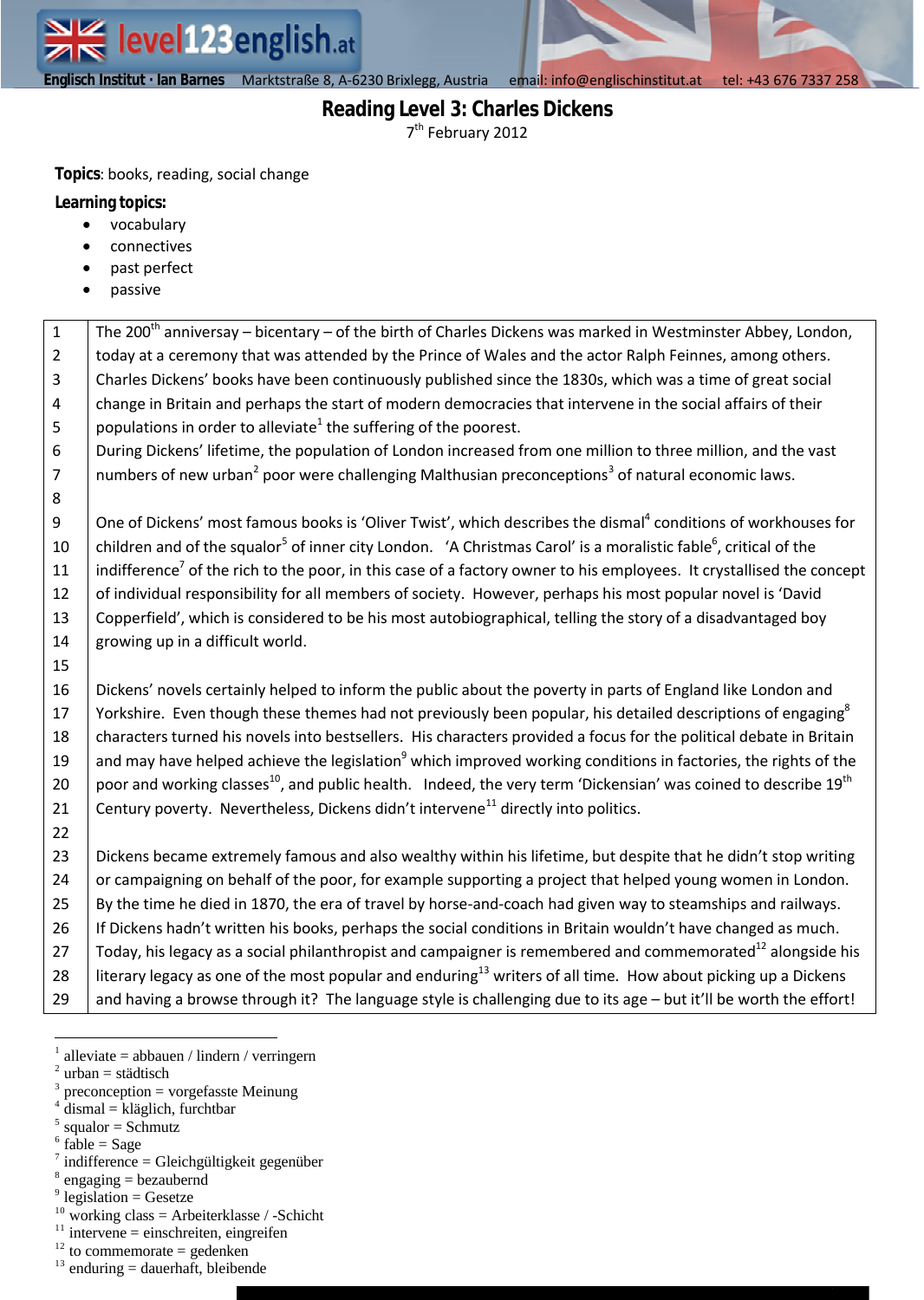Englisch Institut · Ian Barnes Marktstraße 8, A-6230 Brixlegg, Austria email: info@englischinstitut.at tel: +43 676 7337 258

# Reading Level 3: Charles Dickens

7th February 2012

**Topics**: books, reading, social change

**Learning topics:**

- vocabulary
- connectives
- past perfect
- passive

| | |
|---|---|
| 1 | The 200th anniversary – bicentary – of the birth of Charles Dickens was marked in Westminster Abbey, London, |
| 2 | today at a ceremony that was attended by the Prince of Wales and the actor Ralph Feinnes, among others. |
| 3 | Charles Dickens' books have been continuously published since the 1830s, which was a time of great social |
| 4 | change in Britain and perhaps the start of modern democracies that intervene in the social affairs of their |
| 5 | populations in order to alleviate[1] the suffering of the poorest. |
| 6 | During Dickens' lifetime, the population of London increased from one million to three million, and the vast |
| 7 | numbers of new urban[2] poor were challenging Malthusian preconceptions[3] of natural economic laws. |
| 8 | |
| 9 | One of Dickens' most famous books is 'Oliver Twist', which describes the dismal[4] conditions of workhouses for |
| 10 | children and of the squalor[5] of inner city London. 'A Christmas Carol' is a moralistic fable[6], critical of the |
| 11 | indifference[7] of the rich to the poor, in this case of a factory owner to his employees. It crystallised the concept |
| 12 | of individual responsibility for all members of society. However, perhaps his most popular novel is 'David |
| 13 | Copperfield', which is considered to be his most autobiographical, telling the story of a disadvantaged boy |
| 14 | growing up in a difficult world. |
| 15 | |
| 16 | Dickens' novels certainly helped to inform the public about the poverty in parts of England like London and |
| 17 | Yorkshire. Even though these themes had not previously been popular, his detailed descriptions of engaging[8] |
| 18 | characters turned his novels into bestsellers. His characters provided a focus for the political debate in Britain |
| 19 | and may have helped achieve the legislation[9] which improved working conditions in factories, the rights of the |
| 20 | poor and working classes[10], and public health. Indeed, the very term 'Dickensian' was coined to describe 19th |
| 21 | Century poverty. Nevertheless, Dickens didn't intervene[11] directly into politics. |
| 22 | |
| 23 | Dickens became extremely famous and also wealthy within his lifetime, but despite that he didn't stop writing |
| 24 | or campaigning on behalf of the poor, for example supporting a project that helped young women in London. |
| 25 | By the time he died in 1870, the era of travel by horse-and-coach had given way to steamships and railways. |
| 26 | If Dickens hadn't written his books, perhaps the social conditions in Britain wouldn't have changed as much. |
| 27 | Today, his legacy as a social philanthropist and campaigner is remembered and commemorated[12] alongside his |
| 28 | literary legacy as one of the most popular and enduring[13] writers of all time. How about picking up a Dickens |
| 29 | and having a browse through it? The language style is challenging due to its age – but it'll be worth the effort! |

---

[1] alleviate = abbauen / lindern / verringern
[2] urban = städtisch
[3] preconception = vorgefasste Meinung
[4] dismal = kläglich, furchtbar
[5] squalor = Schmutz
[6] fable = Sage
[7] indifference = Gleichgültigkeit gegenüber
[8] engaging = bezaubernd
[9] legislation = Gesetze
[10] working class = Arbeiterklasse / -Schicht
[11] intervene = einschreiten, eingreifen
[12] to commemorate = gedenken
[13] enduring = dauerhaft, bleibende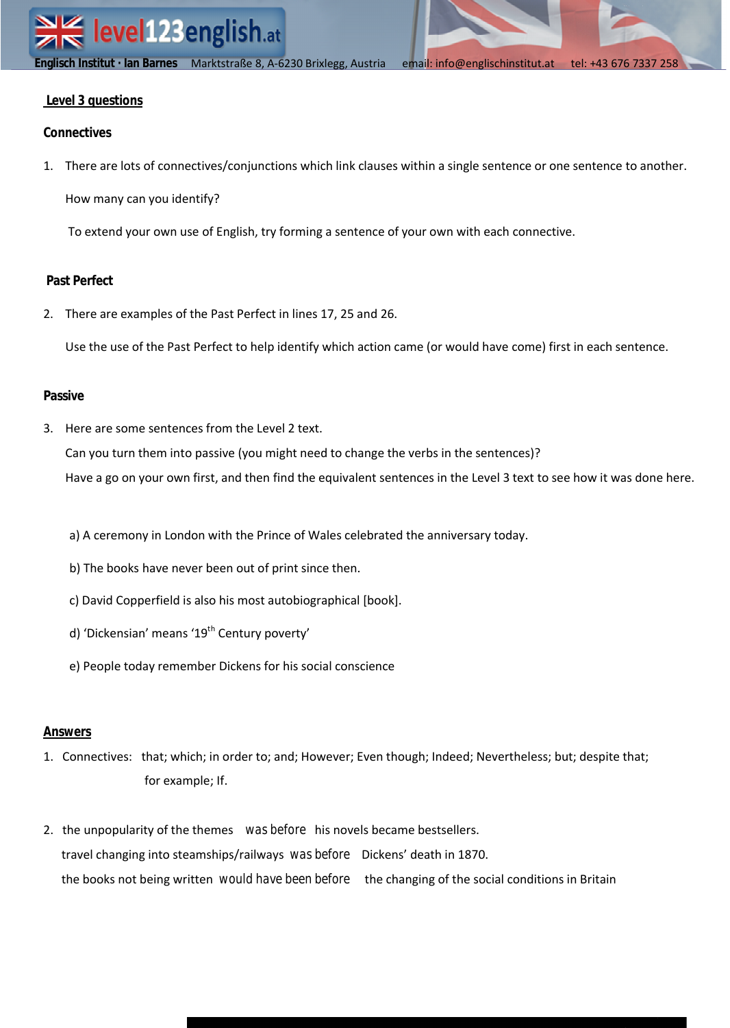## Level 3 questions

### Connectives

1. There are lots of connectives/conjunctions which link clauses within a single sentence or one sentence to another.

   How many can you identify?

   To extend your own use of English, try forming a sentence of your own with each connective.

### Past Perfect

2. There are examples of the Past Perfect in lines 17, 25 and 26.

   Use the use of the Past Perfect to help identify which action came (or would have come) first in each sentence.

### Passive

3. Here are some sentences from the Level 2 text.

   Can you turn them into passive (you might need to change the verbs in the sentences)?

   Have a go on your own first, and then find the equivalent sentences in the Level 3 text to see how it was done here.

   a) A ceremony in London with the Prince of Wales celebrated the anniversary today.

   b) The books have never been out of print since then.

   c) David Copperfield is also his most autobiographical [book].

   d) ‘Dickensian’ means ‘19th Century poverty’

   e) People today remember Dickens for his social conscience

## Answers

1. Connectives: that; which; in order to; and; However; Even though; Indeed; Nevertheless; but; despite that; for example; If.

2. the unpopularity of the themes was before his novels became bestsellers.

   travel changing into steamships/railways was before Dickens’ death in 1870.

   the books not being written would have been before the changing of the social conditions in Britain